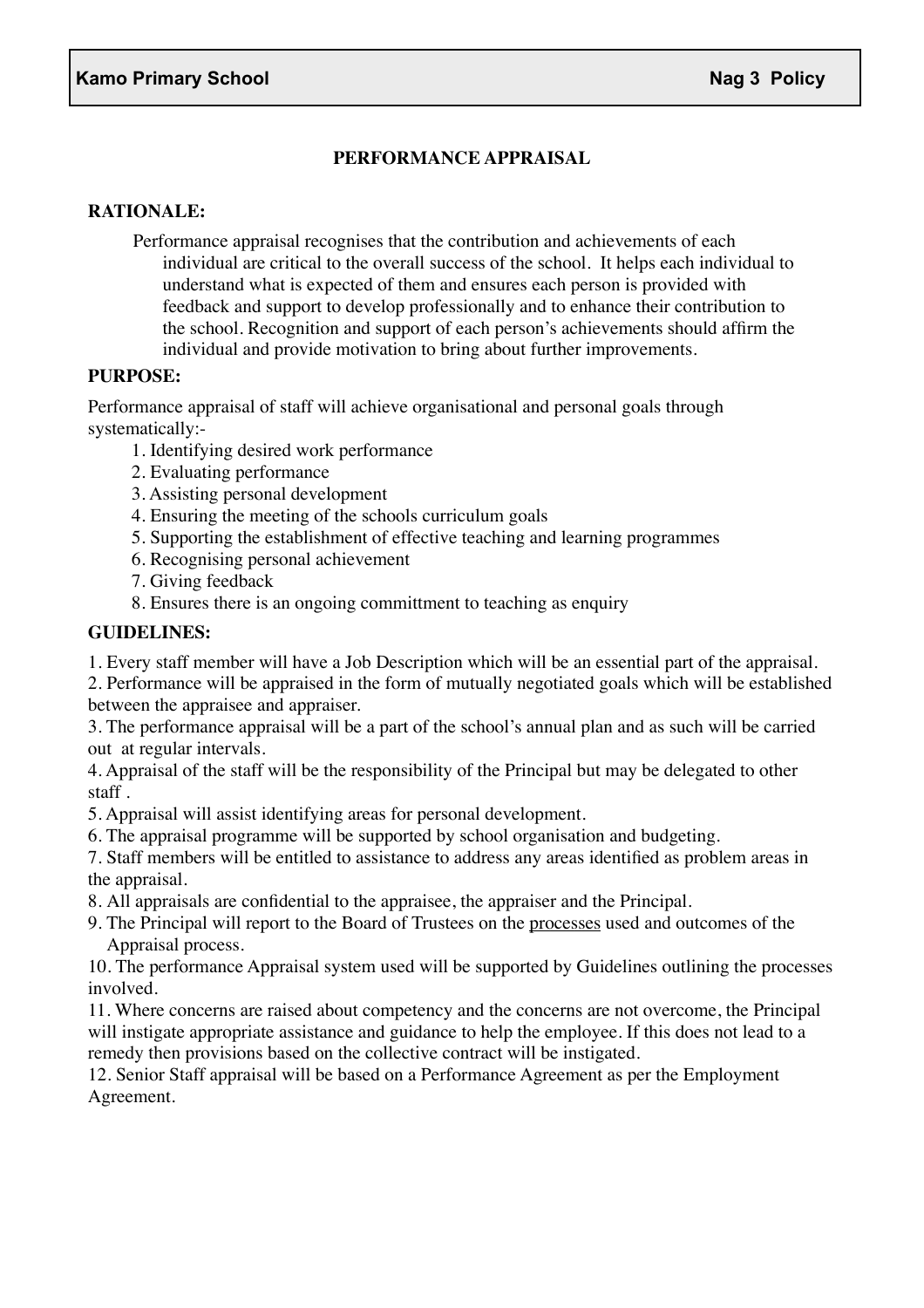**Kamo Primary School** **Nag 3 Policy**

# PERFORMANCE APPRAISAL

**RATIONALE:**

Performance appraisal recognises that the contribution and achievements of each individual are critical to the overall success of the school. It helps each individual to understand what is expected of them and ensures each person is provided with feedback and support to develop professionally and to enhance their contribution to the school. Recognition and support of each person's achievements should affirm the individual and provide motivation to bring about further improvements.

**PURPOSE:**

Performance appraisal of staff will achieve organisational and personal goals through systematically:-

1. Identifying desired work performance
2. Evaluating performance
3. Assisting personal development
4. Ensuring the meeting of the schools curriculum goals
5. Supporting the establishment of effective teaching and learning programmes
6. Recognising personal achievement
7. Giving feedback
8. Ensures there is an ongoing committment to teaching as enquiry

**GUIDELINES:**

1. Every staff member will have a Job Description which will be an essential part of the appraisal.
2. Performance will be appraised in the form of mutually negotiated goals which will be established between the appraisee and appraiser.
3. The performance appraisal will be a part of the school's annual plan and as such will be carried out at regular intervals.
4. Appraisal of the staff will be the responsibility of the Principal but may be delegated to other staff .
5. Appraisal will assist identifying areas for personal development.
6. The appraisal programme will be supported by school organisation and budgeting.
7. Staff members will be entitled to assistance to address any areas identified as problem areas in the appraisal.
8. All appraisals are confidential to the appraisee, the appraiser and the Principal.
9. The Principal will report to the Board of Trustees on the <u>processes</u> used and outcomes of the Appraisal process.
10. The performance Appraisal system used will be supported by Guidelines outlining the processes involved.
11. Where concerns are raised about competency and the concerns are not overcome, the Principal will instigate appropriate assistance and guidance to help the employee. If this does not lead to a remedy then provisions based on the collective contract will be instigated.
12. Senior Staff appraisal will be based on a Performance Agreement as per the Employment Agreement.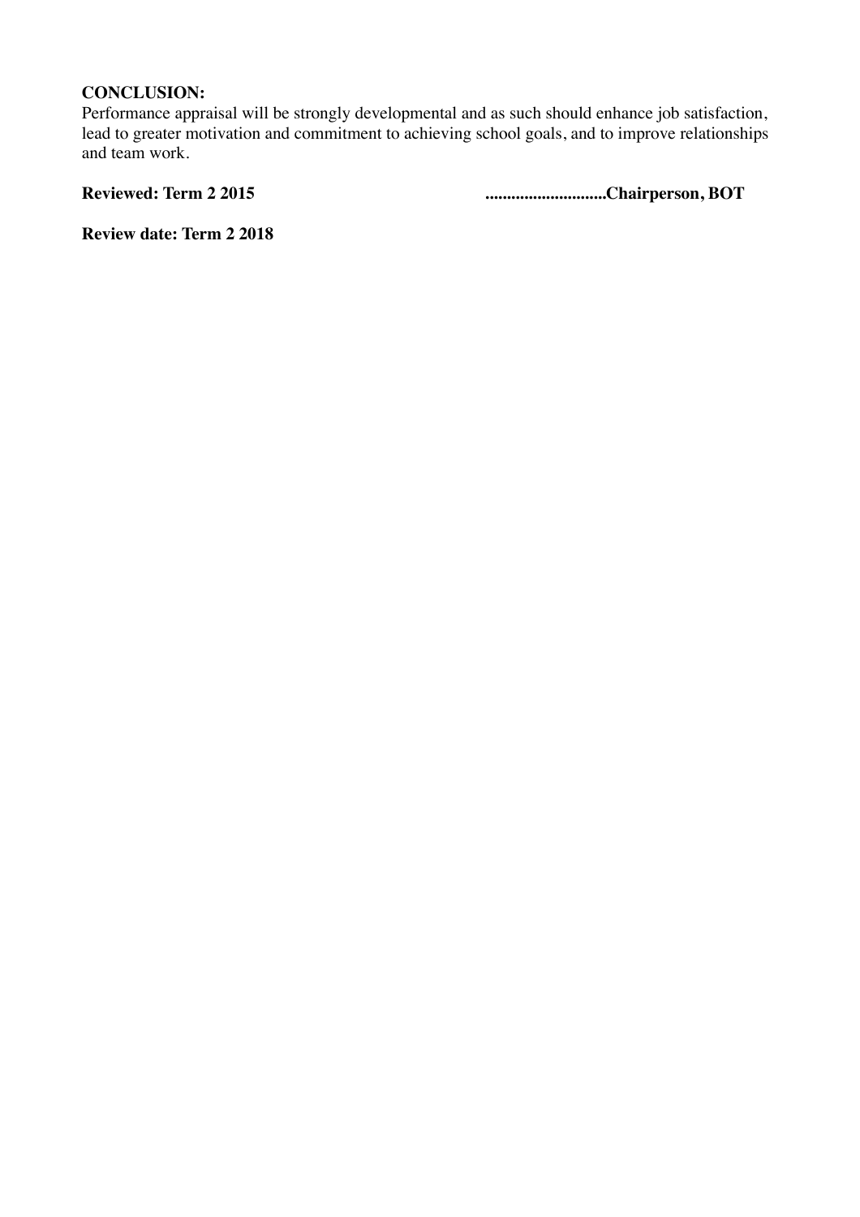**CONCLUSION:**
Performance appraisal will be strongly developmental and as such should enhance job satisfaction, lead to greater motivation and commitment to achieving school goals, and to improve relationships and team work.

**Reviewed: Term 2 2015** **............................Chairperson, BOT**

**Review date: Term 2 2018**